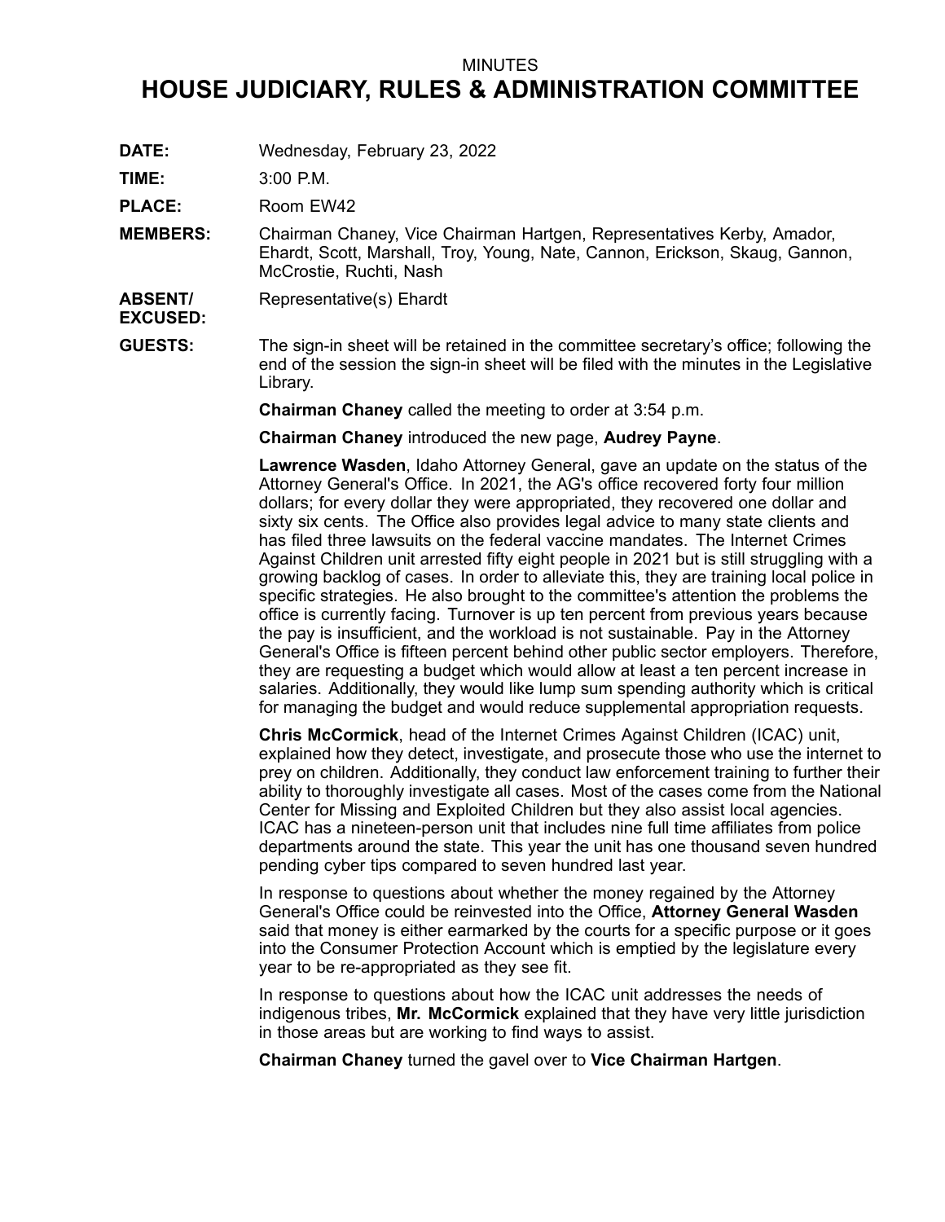MINUTES

# HOUSE JUDICIARY, RULES & ADMINISTRATION COMMITTEE

**DATE:** Wednesday, February 23, 2022

**TIME:** 3:00 P.M.

**PLACE:** Room EW42

**MEMBERS:** Chairman Chaney, Vice Chairman Hartgen, Representatives Kerby, Amador, Ehardt, Scott, Marshall, Troy, Young, Nate, Cannon, Erickson, Skaug, Gannon, McCrostie, Ruchti, Nash

**ABSENT/ EXCUSED:** Representative(s) Ehardt

**GUESTS:** The sign-in sheet will be retained in the committee secretary's office; following the end of the session the sign-in sheet will be filed with the minutes in the Legislative Library.

**Chairman Chaney** called the meeting to order at 3:54 p.m.

**Chairman Chaney** introduced the new page, **Audrey Payne**.

**Lawrence Wasden**, Idaho Attorney General, gave an update on the status of the Attorney General's Office. In 2021, the AG's office recovered forty four million dollars; for every dollar they were appropriated, they recovered one dollar and sixty six cents. The Office also provides legal advice to many state clients and has filed three lawsuits on the federal vaccine mandates. The Internet Crimes Against Children unit arrested fifty eight people in 2021 but is still struggling with a growing backlog of cases. In order to alleviate this, they are training local police in specific strategies. He also brought to the committee's attention the problems the office is currently facing. Turnover is up ten percent from previous years because the pay is insufficient, and the workload is not sustainable. Pay in the Attorney General's Office is fifteen percent behind other public sector employers. Therefore, they are requesting a budget which would allow at least a ten percent increase in salaries. Additionally, they would like lump sum spending authority which is critical for managing the budget and would reduce supplemental appropriation requests.

**Chris McCormick**, head of the Internet Crimes Against Children (ICAC) unit, explained how they detect, investigate, and prosecute those who use the internet to prey on children. Additionally, they conduct law enforcement training to further their ability to thoroughly investigate all cases. Most of the cases come from the National Center for Missing and Exploited Children but they also assist local agencies. ICAC has a nineteen-person unit that includes nine full time affiliates from police departments around the state. This year the unit has one thousand seven hundred pending cyber tips compared to seven hundred last year.

In response to questions about whether the money regained by the Attorney General's Office could be reinvested into the Office, **Attorney General Wasden** said that money is either earmarked by the courts for a specific purpose or it goes into the Consumer Protection Account which is emptied by the legislature every year to be re-appropriated as they see fit.

In response to questions about how the ICAC unit addresses the needs of indigenous tribes, **Mr. McCormick** explained that they have very little jurisdiction in those areas but are working to find ways to assist.

**Chairman Chaney** turned the gavel over to **Vice Chairman Hartgen**.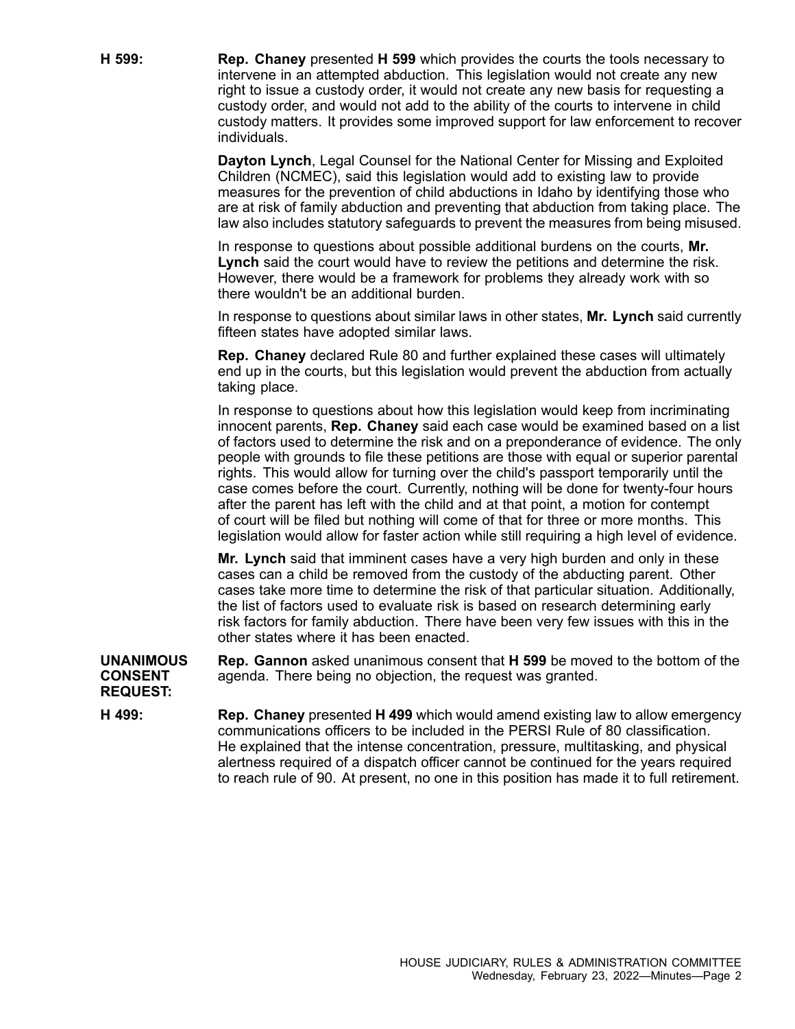**H 599:** **Rep. Chaney** presented **H 599** which provides the courts the tools necessary to intervene in an attempted abduction. This legislation would not create any new right to issue a custody order, it would not create any new basis for requesting a custody order, and would not add to the ability of the courts to intervene in child custody matters. It provides some improved support for law enforcement to recover individuals.

**Dayton Lynch**, Legal Counsel for the National Center for Missing and Exploited Children (NCMEC), said this legislation would add to existing law to provide measures for the prevention of child abductions in Idaho by identifying those who are at risk of family abduction and preventing that abduction from taking place. The law also includes statutory safeguards to prevent the measures from being misused.

In response to questions about possible additional burdens on the courts, **Mr. Lynch** said the court would have to review the petitions and determine the risk. However, there would be a framework for problems they already work with so there wouldn't be an additional burden.

In response to questions about similar laws in other states, **Mr. Lynch** said currently fifteen states have adopted similar laws.

**Rep. Chaney** declared Rule 80 and further explained these cases will ultimately end up in the courts, but this legislation would prevent the abduction from actually taking place.

In response to questions about how this legislation would keep from incriminating innocent parents, **Rep. Chaney** said each case would be examined based on a list of factors used to determine the risk and on a preponderance of evidence. The only people with grounds to file these petitions are those with equal or superior parental rights. This would allow for turning over the child's passport temporarily until the case comes before the court. Currently, nothing will be done for twenty-four hours after the parent has left with the child and at that point, a motion for contempt of court will be filed but nothing will come of that for three or more months. This legislation would allow for faster action while still requiring a high level of evidence.

**Mr. Lynch** said that imminent cases have a very high burden and only in these cases can a child be removed from the custody of the abducting parent. Other cases take more time to determine the risk of that particular situation. Additionally, the list of factors used to evaluate risk is based on research determining early risk factors for family abduction. There have been very few issues with this in the other states where it has been enacted.

**UNANIMOUS CONSENT REQUEST:** **Rep. Gannon** asked unanimous consent that **H 599** be moved to the bottom of the agenda. There being no objection, the request was granted.

**H 499:** **Rep. Chaney** presented **H 499** which would amend existing law to allow emergency communications officers to be included in the PERSI Rule of 80 classification. He explained that the intense concentration, pressure, multitasking, and physical alertness required of a dispatch officer cannot be continued for the years required to reach rule of 90. At present, no one in this position has made it to full retirement.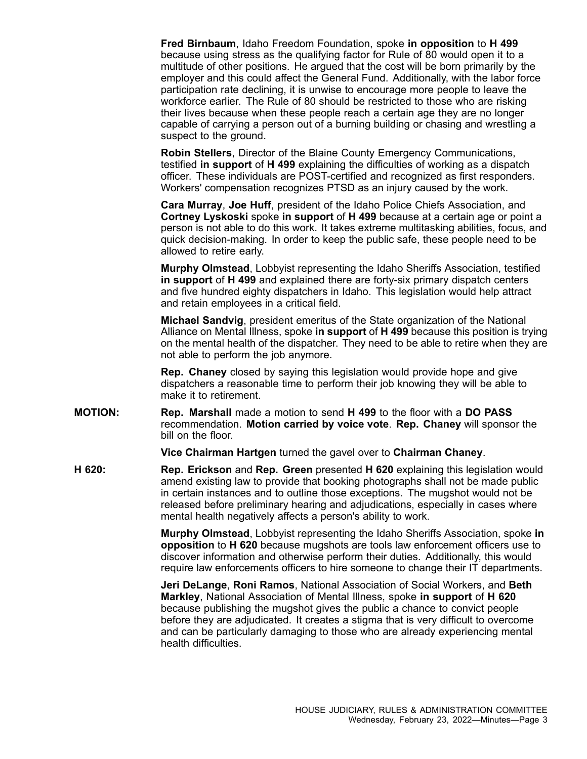**Fred Birnbaum**, Idaho Freedom Foundation, spoke **in opposition** to **H 499** because using stress as the qualifying factor for Rule of 80 would open it to a multitude of other positions. He argued that the cost will be born primarily by the employer and this could affect the General Fund. Additionally, with the labor force participation rate declining, it is unwise to encourage more people to leave the workforce earlier. The Rule of 80 should be restricted to those who are risking their lives because when these people reach a certain age they are no longer capable of carrying a person out of a burning building or chasing and wrestling a suspect to the ground.

**Robin Stellers**, Director of the Blaine County Emergency Communications, testified **in support** of **H 499** explaining the difficulties of working as a dispatch officer. These individuals are POST-certified and recognized as first responders. Workers' compensation recognizes PTSD as an injury caused by the work.

**Cara Murray**, **Joe Huff**, president of the Idaho Police Chiefs Association, and **Cortney Lyskoski** spoke **in support** of **H 499** because at a certain age or point a person is not able to do this work. It takes extreme multitasking abilities, focus, and quick decision-making. In order to keep the public safe, these people need to be allowed to retire early.

**Murphy Olmstead**, Lobbyist representing the Idaho Sheriffs Association, testified **in support** of **H 499** and explained there are forty-six primary dispatch centers and five hundred eighty dispatchers in Idaho. This legislation would help attract and retain employees in a critical field.

**Michael Sandvig**, president emeritus of the State organization of the National Alliance on Mental Illness, spoke **in support** of **H 499** because this position is trying on the mental health of the dispatcher. They need to be able to retire when they are not able to perform the job anymore.

**Rep. Chaney** closed by saying this legislation would provide hope and give dispatchers a reasonable time to perform their job knowing they will be able to make it to retirement.

**MOTION:** **Rep. Marshall** made a motion to send **H 499** to the floor with a **DO PASS** recommendation. **Motion carried by voice vote**. **Rep. Chaney** will sponsor the bill on the floor.

**Vice Chairman Hartgen** turned the gavel over to **Chairman Chaney**.

**H 620:** **Rep. Erickson** and **Rep. Green** presented **H 620** explaining this legislation would amend existing law to provide that booking photographs shall not be made public in certain instances and to outline those exceptions. The mugshot would not be released before preliminary hearing and adjudications, especially in cases where mental health negatively affects a person's ability to work.

**Murphy Olmstead**, Lobbyist representing the Idaho Sheriffs Association, spoke **in opposition** to **H 620** because mugshots are tools law enforcement officers use to discover information and otherwise perform their duties. Additionally, this would require law enforcements officers to hire someone to change their IT departments.

**Jeri DeLange**, **Roni Ramos**, National Association of Social Workers, and **Beth Markley**, National Association of Mental Illness, spoke **in support** of **H 620** because publishing the mugshot gives the public a chance to convict people before they are adjudicated. It creates a stigma that is very difficult to overcome and can be particularly damaging to those who are already experiencing mental health difficulties.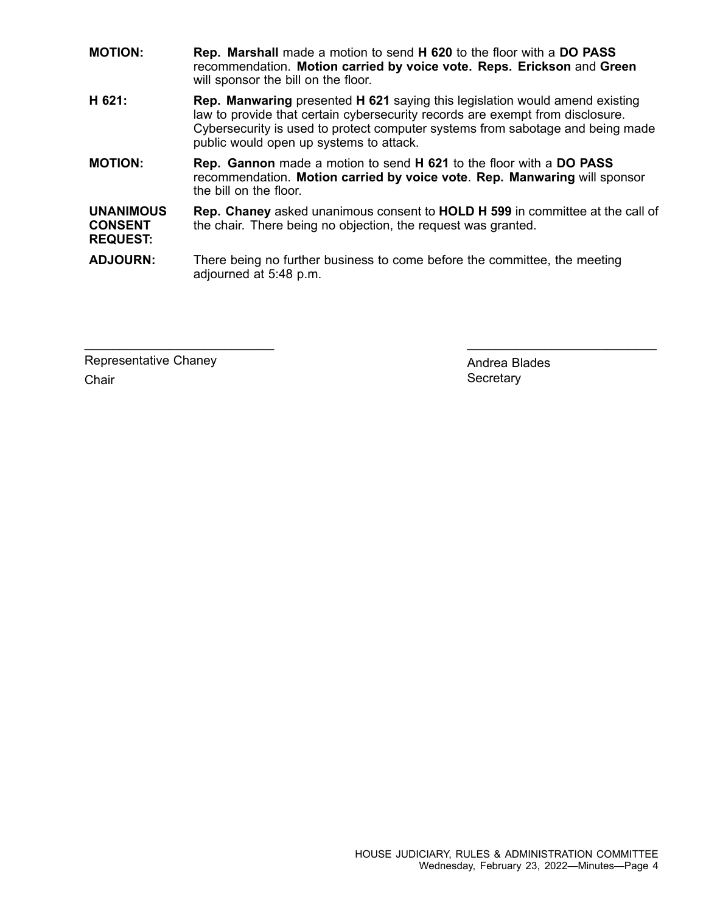**MOTION:** **Rep. Marshall** made a motion to send **H 620** to the floor with a **DO PASS** recommendation. **Motion carried by voice vote. Reps. Erickson** and **Green** will sponsor the bill on the floor.

**H 621:** **Rep. Manwaring** presented **H 621** saying this legislation would amend existing law to provide that certain cybersecurity records are exempt from disclosure. Cybersecurity is used to protect computer systems from sabotage and being made public would open up systems to attack.

**MOTION:** **Rep. Gannon** made a motion to send **H 621** to the floor with a **DO PASS** recommendation. **Motion carried by voice vote**. **Rep. Manwaring** will sponsor the bill on the floor.

**UNANIMOUS CONSENT REQUEST:** **Rep. Chaney** asked unanimous consent to **HOLD H 599** in committee at the call of the chair. There being no objection, the request was granted.

**ADJOURN:** There being no further business to come before the committee, the meeting adjourned at 5:48 p.m.

___________________________
Representative Chaney
Chair

___________________________
Andrea Blades
Secretary